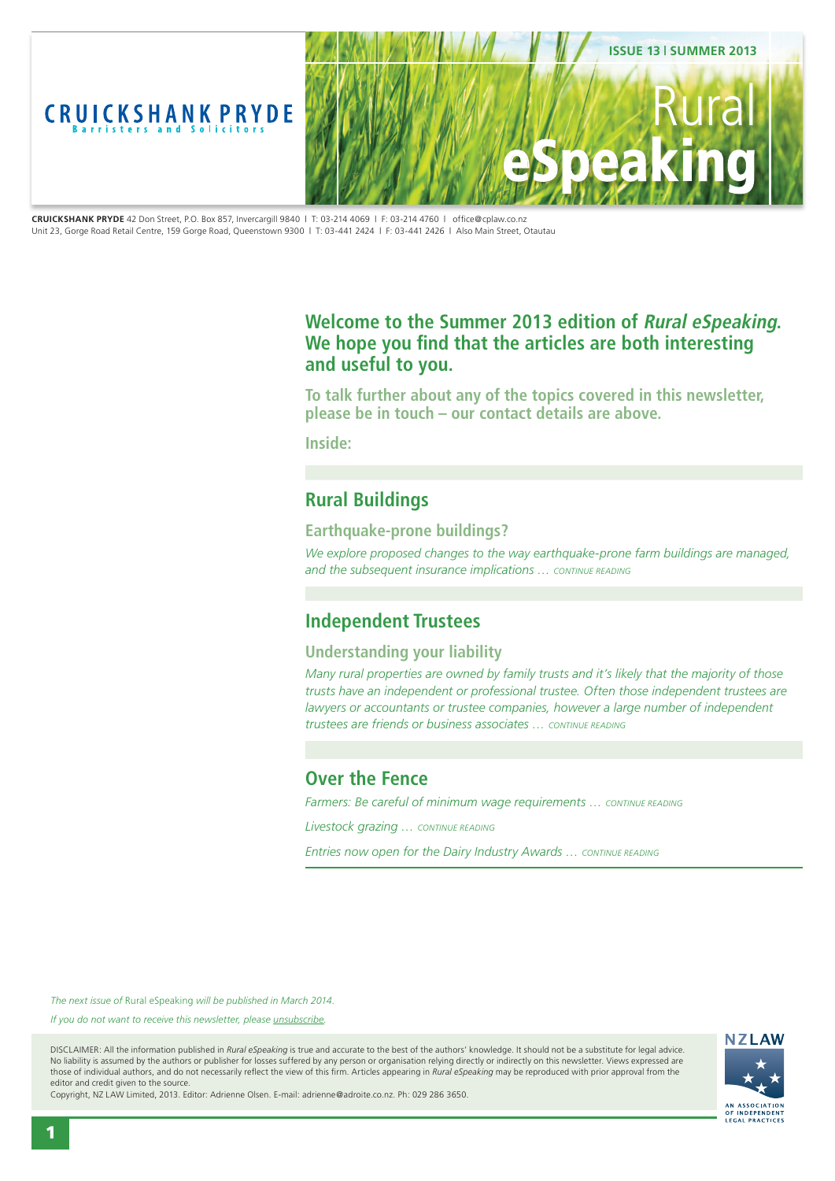**CRUICKSHANK PRYDE**
Barristers and Solicitors

**ISSUE 13 | SUMMER 2013**

# Rural eSpeaking

**CRUICKSHANK PRYDE** 42 Don Street, P.O. Box 857, Invercargill 9840 | T: 03-214 4069 | F: 03-214 4760 | office@cplaw.co.nz
Unit 23, Gorge Road Retail Centre, 159 Gorge Road, Queenstown 9300 | T: 03-441 2424 | F: 03-441 2426 | Also Main Street, Otautau

## Welcome to the Summer 2013 edition of *Rural eSpeaking*. We hope you find that the articles are both interesting and useful to you.

**To talk further about any of the topics covered in this newsletter, please be in touch – our contact details are above.**

**Inside:**

## Rural Buildings

### Earthquake-prone buildings?

*We explore proposed changes to the way earthquake-prone farm buildings are managed, and the subsequent insurance implications …* CONTINUE READING

## Independent Trustees

### Understanding your liability

*Many rural properties are owned by family trusts and it's likely that the majority of those trusts have an independent or professional trustee. Often those independent trustees are lawyers or accountants or trustee companies, however a large number of independent trustees are friends or business associates …* CONTINUE READING

## Over the Fence

*Farmers: Be careful of minimum wage requirements …* CONTINUE READING

*Livestock grazing …* CONTINUE READING

*Entries now open for the Dairy Industry Awards …* CONTINUE READING

*The next issue of* Rural eSpeaking *will be published in March 2014.*

*If you do not want to receive this newsletter, please unsubscribe.*

DISCLAIMER: All the information published in *Rural eSpeaking* is true and accurate to the best of the authors' knowledge. It should not be a substitute for legal advice. No liability is assumed by the authors or publisher for losses suffered by any person or organisation relying directly or indirectly on this newsletter. Views expressed are those of individual authors, and do not necessarily reflect the view of this firm. Articles appearing in *Rural eSpeaking* may be reproduced with prior approval from the editor and credit given to the source.
Copyright, NZ LAW Limited, 2013. Editor: Adrienne Olsen. E-mail: adrienne@adroite.co.nz. Ph: 029 286 3650.

NZLAW
AN ASSOCIATION OF INDEPENDENT LEGAL PRACTICES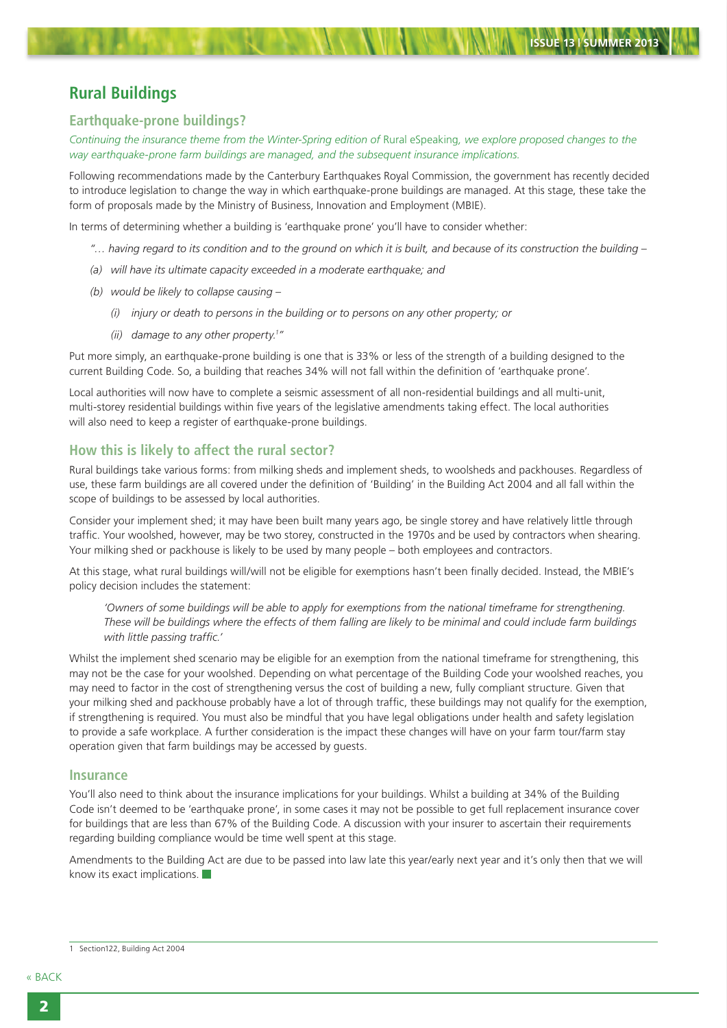# Rural Buildings

## Earthquake-prone buildings?

*Continuing the insurance theme from the Winter-Spring edition of* Rural eSpeaking*, we explore proposed changes to the way earthquake-prone farm buildings are managed, and the subsequent insurance implications.*

Following recommendations made by the Canterbury Earthquakes Royal Commission, the government has recently decided to introduce legislation to change the way in which earthquake-prone buildings are managed. At this stage, these take the form of proposals made by the Ministry of Business, Innovation and Employment (MBIE).

In terms of determining whether a building is 'earthquake prone' you'll have to consider whether:

> *"… having regard to its condition and to the ground on which it is built, and because of its construction the building –*
>
> *(a) will have its ultimate capacity exceeded in a moderate earthquake; and*
>
> *(b) would be likely to collapse causing –*
>
> *(i) injury or death to persons in the building or to persons on any other property; or*
>
> *(ii) damage to any other property.[1]"*

Put more simply, an earthquake-prone building is one that is 33% or less of the strength of a building designed to the current Building Code. So, a building that reaches 34% will not fall within the definition of 'earthquake prone'.

Local authorities will now have to complete a seismic assessment of all non-residential buildings and all multi-unit, multi-storey residential buildings within five years of the legislative amendments taking effect. The local authorities will also need to keep a register of earthquake-prone buildings.

## How this is likely to affect the rural sector?

Rural buildings take various forms: from milking sheds and implement sheds, to woolsheds and packhouses. Regardless of use, these farm buildings are all covered under the definition of 'Building' in the Building Act 2004 and all fall within the scope of buildings to be assessed by local authorities.

Consider your implement shed; it may have been built many years ago, be single storey and have relatively little through traffic. Your woolshed, however, may be two storey, constructed in the 1970s and be used by contractors when shearing. Your milking shed or packhouse is likely to be used by many people – both employees and contractors.

At this stage, what rural buildings will/will not be eligible for exemptions hasn't been finally decided. Instead, the MBIE's policy decision includes the statement:

> *'Owners of some buildings will be able to apply for exemptions from the national timeframe for strengthening. These will be buildings where the effects of them falling are likely to be minimal and could include farm buildings with little passing traffic.'*

Whilst the implement shed scenario may be eligible for an exemption from the national timeframe for strengthening, this may not be the case for your woolshed. Depending on what percentage of the Building Code your woolshed reaches, you may need to factor in the cost of strengthening versus the cost of building a new, fully compliant structure. Given that your milking shed and packhouse probably have a lot of through traffic, these buildings may not qualify for the exemption, if strengthening is required. You must also be mindful that you have legal obligations under health and safety legislation to provide a safe workplace. A further consideration is the impact these changes will have on your farm tour/farm stay operation given that farm buildings may be accessed by guests.

## Insurance

You'll also need to think about the insurance implications for your buildings. Whilst a building at 34% of the Building Code isn't deemed to be 'earthquake prone', in some cases it may not be possible to get full replacement insurance cover for buildings that are less than 67% of the Building Code. A discussion with your insurer to ascertain their requirements regarding building compliance would be time well spent at this stage.

Amendments to the Building Act are due to be passed into law late this year/early next year and it's only then that we will know its exact implications.

---

1 Section122, Building Act 2004

« BACK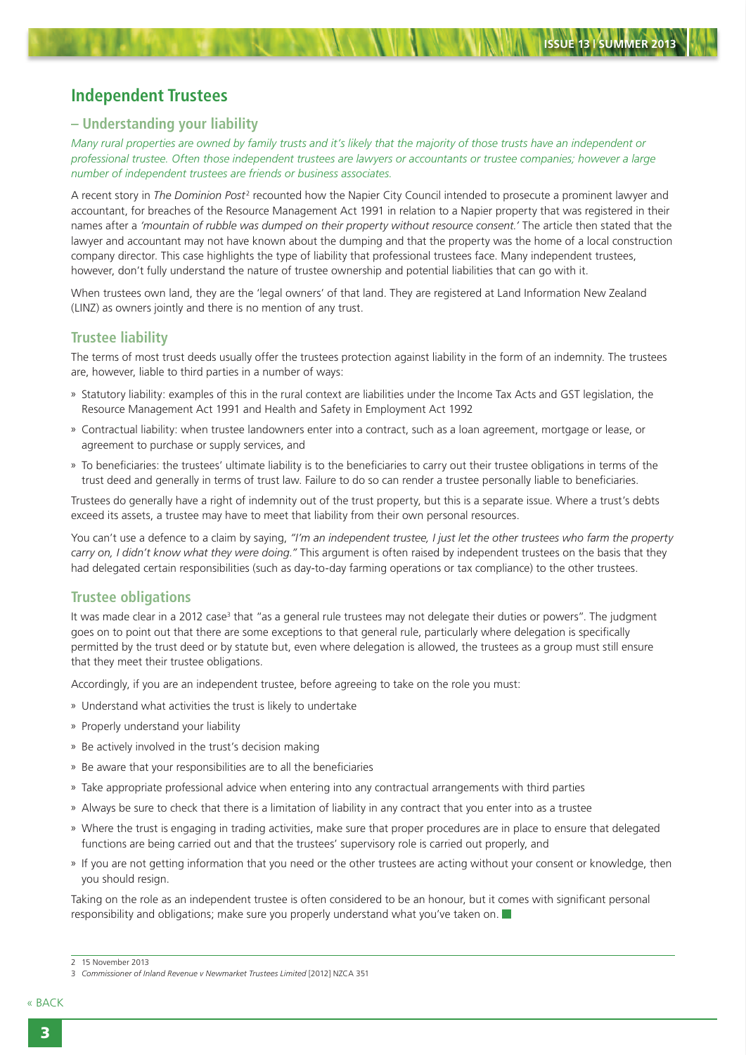# Independent Trustees

## – Understanding your liability

*Many rural properties are owned by family trusts and it's likely that the majority of those trusts have an independent or professional trustee. Often those independent trustees are lawyers or accountants or trustee companies; however a large number of independent trustees are friends or business associates.*

A recent story in *The Dominion Post*[2] recounted how the Napier City Council intended to prosecute a prominent lawyer and accountant, for breaches of the Resource Management Act 1991 in relation to a Napier property that was registered in their names after a *'mountain of rubble was dumped on their property without resource consent.'* The article then stated that the lawyer and accountant may not have known about the dumping and that the property was the home of a local construction company director. This case highlights the type of liability that professional trustees face. Many independent trustees, however, don't fully understand the nature of trustee ownership and potential liabilities that can go with it.

When trustees own land, they are the 'legal owners' of that land. They are registered at Land Information New Zealand (LINZ) as owners jointly and there is no mention of any trust.

### Trustee liability

The terms of most trust deeds usually offer the trustees protection against liability in the form of an indemnity. The trustees are, however, liable to third parties in a number of ways:

- Statutory liability: examples of this in the rural context are liabilities under the Income Tax Acts and GST legislation, the Resource Management Act 1991 and Health and Safety in Employment Act 1992
- Contractual liability: when trustee landowners enter into a contract, such as a loan agreement, mortgage or lease, or agreement to purchase or supply services, and
- To beneficiaries: the trustees' ultimate liability is to the beneficiaries to carry out their trustee obligations in terms of the trust deed and generally in terms of trust law. Failure to do so can render a trustee personally liable to beneficiaries.

Trustees do generally have a right of indemnity out of the trust property, but this is a separate issue. Where a trust's debts exceed its assets, a trustee may have to meet that liability from their own personal resources.

You can't use a defence to a claim by saying, *"I'm an independent trustee, I just let the other trustees who farm the property carry on, I didn't know what they were doing."* This argument is often raised by independent trustees on the basis that they had delegated certain responsibilities (such as day-to-day farming operations or tax compliance) to the other trustees.

### Trustee obligations

It was made clear in a 2012 case[3] that "as a general rule trustees may not delegate their duties or powers". The judgment goes on to point out that there are some exceptions to that general rule, particularly where delegation is specifically permitted by the trust deed or by statute but, even where delegation is allowed, the trustees as a group must still ensure that they meet their trustee obligations.

Accordingly, if you are an independent trustee, before agreeing to take on the role you must:

- Understand what activities the trust is likely to undertake
- Properly understand your liability
- Be actively involved in the trust's decision making
- Be aware that your responsibilities are to all the beneficiaries
- Take appropriate professional advice when entering into any contractual arrangements with third parties
- Always be sure to check that there is a limitation of liability in any contract that you enter into as a trustee
- Where the trust is engaging in trading activities, make sure that proper procedures are in place to ensure that delegated functions are being carried out and that the trustees' supervisory role is carried out properly, and
- If you are not getting information that you need or the other trustees are acting without your consent or knowledge, then you should resign.

Taking on the role as an independent trustee is often considered to be an honour, but it comes with significant personal responsibility and obligations; make sure you properly understand what you've taken on.

---

2 15 November 2013

3 *Commissioner of Inland Revenue v Newmarket Trustees Limited* [2012] NZCA 351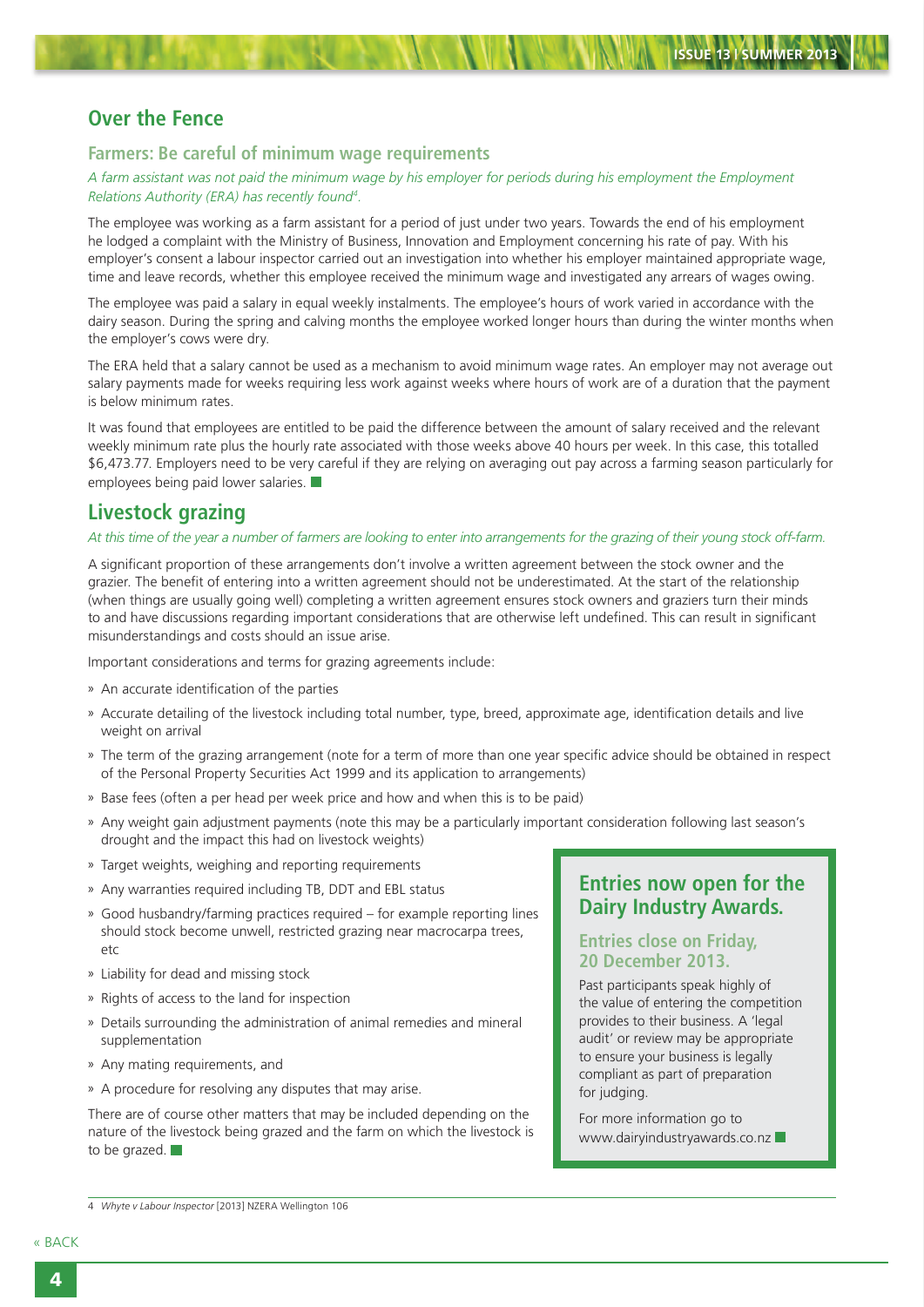## Over the Fence

### Farmers: Be careful of minimum wage requirements

*A farm assistant was not paid the minimum wage by his employer for periods during his employment the Employment Relations Authority (ERA) has recently found[4].*

The employee was working as a farm assistant for a period of just under two years. Towards the end of his employment he lodged a complaint with the Ministry of Business, Innovation and Employment concerning his rate of pay. With his employer's consent a labour inspector carried out an investigation into whether his employer maintained appropriate wage, time and leave records, whether this employee received the minimum wage and investigated any arrears of wages owing.

The employee was paid a salary in equal weekly instalments. The employee's hours of work varied in accordance with the dairy season. During the spring and calving months the employee worked longer hours than during the winter months when the employer's cows were dry.

The ERA held that a salary cannot be used as a mechanism to avoid minimum wage rates. An employer may not average out salary payments made for weeks requiring less work against weeks where hours of work are of a duration that the payment is below minimum rates.

It was found that employees are entitled to be paid the difference between the amount of salary received and the relevant weekly minimum rate plus the hourly rate associated with those weeks above 40 hours per week. In this case, this totalled $6,473.77. Employers need to be very careful if they are relying on averaging out pay across a farming season particularly for employees being paid lower salaries.

## Livestock grazing

*At this time of the year a number of farmers are looking to enter into arrangements for the grazing of their young stock off-farm.*

A significant proportion of these arrangements don't involve a written agreement between the stock owner and the grazier. The benefit of entering into a written agreement should not be underestimated. At the start of the relationship (when things are usually going well) completing a written agreement ensures stock owners and graziers turn their minds to and have discussions regarding important considerations that are otherwise left undefined. This can result in significant misunderstandings and costs should an issue arise.

Important considerations and terms for grazing agreements include:

- An accurate identification of the parties
- Accurate detailing of the livestock including total number, type, breed, approximate age, identification details and live weight on arrival
- The term of the grazing arrangement (note for a term of more than one year specific advice should be obtained in respect of the Personal Property Securities Act 1999 and its application to arrangements)
- Base fees (often a per head per week price and how and when this is to be paid)
- Any weight gain adjustment payments (note this may be a particularly important consideration following last season's drought and the impact this had on livestock weights)
- Target weights, weighing and reporting requirements
- Any warranties required including TB, DDT and EBL status
- Good husbandry/farming practices required – for example reporting lines should stock become unwell, restricted grazing near macrocarpa trees, etc
- Liability for dead and missing stock
- Rights of access to the land for inspection
- Details surrounding the administration of animal remedies and mineral supplementation
- Any mating requirements, and
- A procedure for resolving any disputes that may arise.

There are of course other matters that may be included depending on the nature of the livestock being grazed and the farm on which the livestock is to be grazed.

## Entries now open for the Dairy Industry Awards.

### Entries close on Friday, 20 December 2013.

Past participants speak highly of the value of entering the competition provides to their business. A 'legal audit' or review may be appropriate to ensure your business is legally compliant as part of preparation for judging.

For more information go to www.dairyindustryawards.co.nz

---

4 *Whyte v Labour Inspector* [2013] NZERA Wellington 106

« BACK